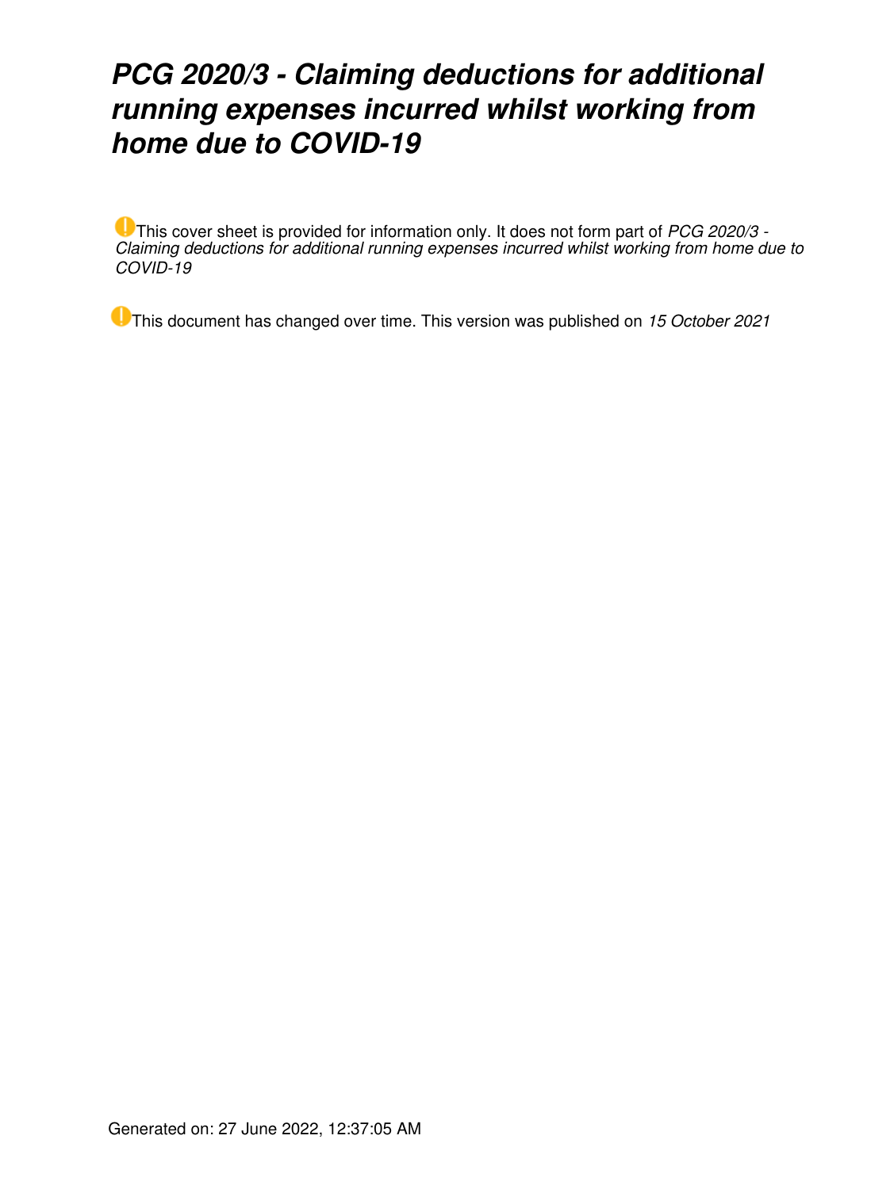# *PCG 2020/3 - Claiming deductions for additional running expenses incurred whilst working from home due to COVID-19*

This cover sheet is provided for information only. It does not form part of *PCG 2020/3 - Claiming deductions for additional running expenses incurred whilst working from home due to COVID-19*

This document has changed over time. This version was published on *15 October 2021*

Generated on: 27 June 2022, 12:37:05 AM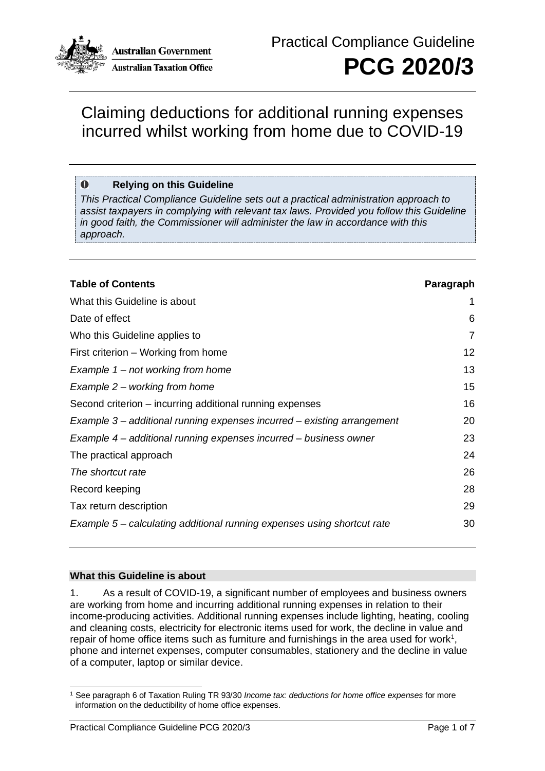# Practical Compliance Guideline

# PCG 2020/3

## Claiming deductions for additional running expenses incurred whilst working from home due to COVID-19

> **Relying on this Guideline**
>
> *This Practical Compliance Guideline sets out a practical administration approach to assist taxpayers in complying with relevant tax laws. Provided you follow this Guideline in good faith, the Commissioner will administer the law in accordance with this approach.*

| Table of Contents | Paragraph |
|---|---|
| What this Guideline is about | 1 |
| Date of effect | 6 |
| Who this Guideline applies to | 7 |
| First criterion – Working from home | 12 |
| *Example 1 – not working from home* | 13 |
| *Example 2 – working from home* | 15 |
| Second criterion – incurring additional running expenses | 16 |
| *Example 3 – additional running expenses incurred – existing arrangement* | 20 |
| *Example 4 – additional running expenses incurred – business owner* | 23 |
| The practical approach | 24 |
| *The shortcut rate* | 26 |
| Record keeping | 28 |
| Tax return description | 29 |
| *Example 5 – calculating additional running expenses using shortcut rate* | 30 |

### What this Guideline is about

1. As a result of COVID-19, a significant number of employees and business owners are working from home and incurring additional running expenses in relation to their income-producing activities. Additional running expenses include lighting, heating, cooling and cleaning costs, electricity for electronic items used for work, the decline in value and repair of home office items such as furniture and furnishings in the area used for work[1], phone and internet expenses, computer consumables, stationery and the decline in value of a computer, laptop or similar device.

[1] See paragraph 6 of Taxation Ruling TR 93/30 *Income tax: deductions for home office expenses* for more information on the deductibility of home office expenses.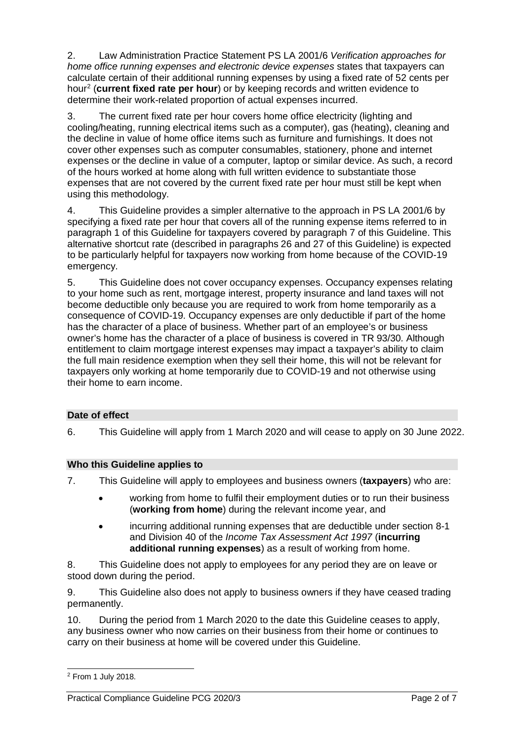2. Law Administration Practice Statement PS LA 2001/6 *Verification approaches for home office running expenses and electronic device expenses* states that taxpayers can calculate certain of their additional running expenses by using a fixed rate of 52 cents per hour[2] (**current fixed rate per hour**) or by keeping records and written evidence to determine their work-related proportion of actual expenses incurred.

3. The current fixed rate per hour covers home office electricity (lighting and cooling/heating, running electrical items such as a computer), gas (heating), cleaning and the decline in value of home office items such as furniture and furnishings. It does not cover other expenses such as computer consumables, stationery, phone and internet expenses or the decline in value of a computer, laptop or similar device. As such, a record of the hours worked at home along with full written evidence to substantiate those expenses that are not covered by the current fixed rate per hour must still be kept when using this methodology.

4. This Guideline provides a simpler alternative to the approach in PS LA 2001/6 by specifying a fixed rate per hour that covers all of the running expense items referred to in paragraph 1 of this Guideline for taxpayers covered by paragraph 7 of this Guideline. This alternative shortcut rate (described in paragraphs 26 and 27 of this Guideline) is expected to be particularly helpful for taxpayers now working from home because of the COVID-19 emergency.

5. This Guideline does not cover occupancy expenses. Occupancy expenses relating to your home such as rent, mortgage interest, property insurance and land taxes will not become deductible only because you are required to work from home temporarily as a consequence of COVID-19. Occupancy expenses are only deductible if part of the home has the character of a place of business. Whether part of an employee's or business owner's home has the character of a place of business is covered in TR 93/30. Although entitlement to claim mortgage interest expenses may impact a taxpayer's ability to claim the full main residence exemption when they sell their home, this will not be relevant for taxpayers only working at home temporarily due to COVID-19 and not otherwise using their home to earn income.

## Date of effect

6. This Guideline will apply from 1 March 2020 and will cease to apply on 30 June 2022.

## Who this Guideline applies to

7. This Guideline will apply to employees and business owners (**taxpayers**) who are:

- working from home to fulfil their employment duties or to run their business (**working from home**) during the relevant income year, and
- incurring additional running expenses that are deductible under section 8-1 and Division 40 of the *Income Tax Assessment Act 1997* (**incurring additional running expenses**) as a result of working from home.

8. This Guideline does not apply to employees for any period they are on leave or stood down during the period.

9. This Guideline also does not apply to business owners if they have ceased trading permanently.

10. During the period from 1 March 2020 to the date this Guideline ceases to apply, any business owner who now carries on their business from their home or continues to carry on their business at home will be covered under this Guideline.

---

[2] From 1 July 2018.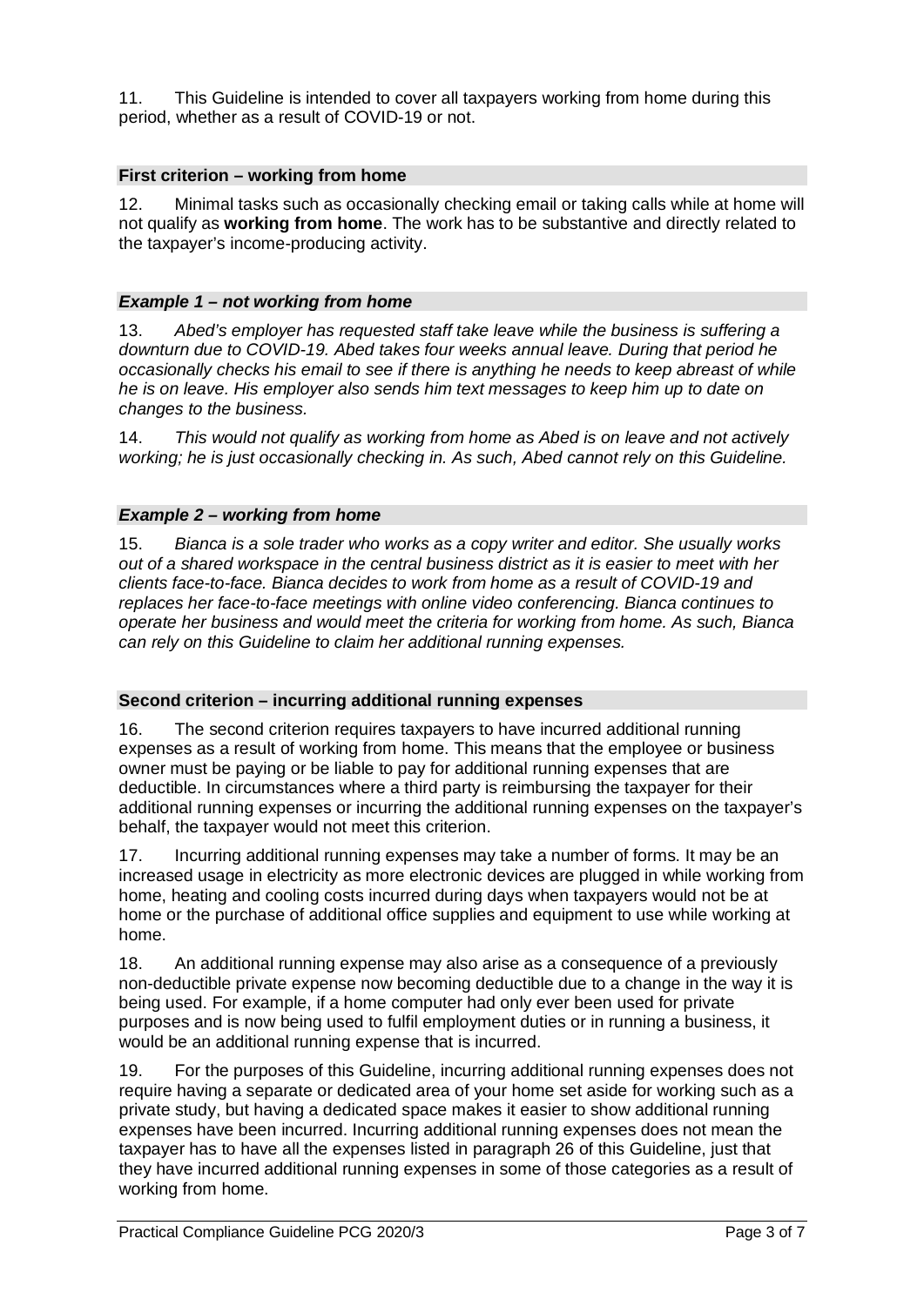11. This Guideline is intended to cover all taxpayers working from home during this period, whether as a result of COVID-19 or not.

### First criterion – working from home

12. Minimal tasks such as occasionally checking email or taking calls while at home will not qualify as **working from home**. The work has to be substantive and directly related to the taxpayer's income-producing activity.

### *Example 1 – not working from home*

13. *Abed's employer has requested staff take leave while the business is suffering a downturn due to COVID-19. Abed takes four weeks annual leave. During that period he occasionally checks his email to see if there is anything he needs to keep abreast of while he is on leave. His employer also sends him text messages to keep him up to date on changes to the business.*

14. *This would not qualify as working from home as Abed is on leave and not actively working; he is just occasionally checking in. As such, Abed cannot rely on this Guideline.*

### *Example 2 – working from home*

15. *Bianca is a sole trader who works as a copy writer and editor. She usually works out of a shared workspace in the central business district as it is easier to meet with her clients face-to-face. Bianca decides to work from home as a result of COVID-19 and replaces her face-to-face meetings with online video conferencing. Bianca continues to operate her business and would meet the criteria for working from home. As such, Bianca can rely on this Guideline to claim her additional running expenses.*

### Second criterion – incurring additional running expenses

16. The second criterion requires taxpayers to have incurred additional running expenses as a result of working from home. This means that the employee or business owner must be paying or be liable to pay for additional running expenses that are deductible. In circumstances where a third party is reimbursing the taxpayer for their additional running expenses or incurring the additional running expenses on the taxpayer's behalf, the taxpayer would not meet this criterion.

17. Incurring additional running expenses may take a number of forms. It may be an increased usage in electricity as more electronic devices are plugged in while working from home, heating and cooling costs incurred during days when taxpayers would not be at home or the purchase of additional office supplies and equipment to use while working at home.

18. An additional running expense may also arise as a consequence of a previously non-deductible private expense now becoming deductible due to a change in the way it is being used. For example, if a home computer had only ever been used for private purposes and is now being used to fulfil employment duties or in running a business, it would be an additional running expense that is incurred.

19. For the purposes of this Guideline, incurring additional running expenses does not require having a separate or dedicated area of your home set aside for working such as a private study, but having a dedicated space makes it easier to show additional running expenses have been incurred. Incurring additional running expenses does not mean the taxpayer has to have all the expenses listed in paragraph 26 of this Guideline, just that they have incurred additional running expenses in some of those categories as a result of working from home.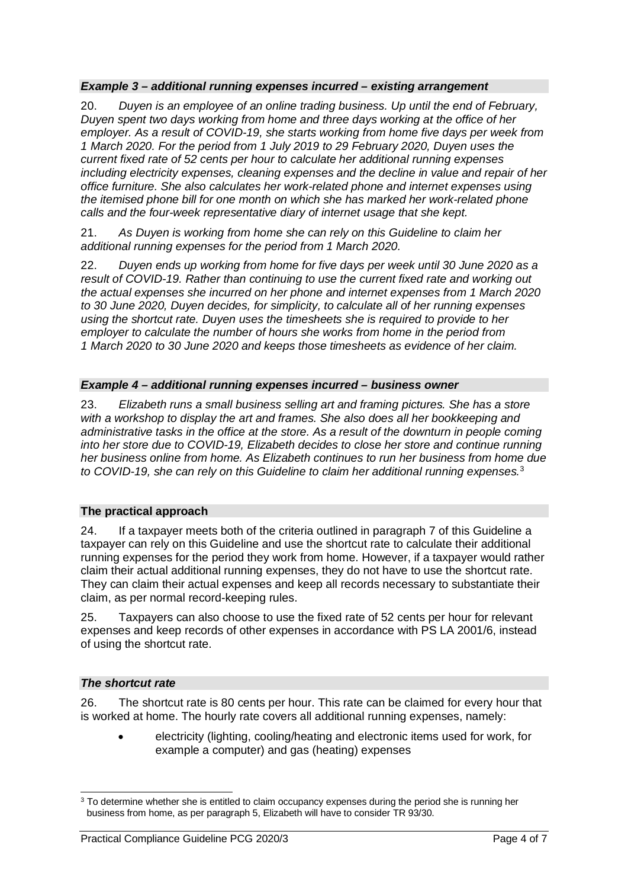### *Example 3 – additional running expenses incurred – existing arrangement*

20. *Duyen is an employee of an online trading business. Up until the end of February, Duyen spent two days working from home and three days working at the office of her employer. As a result of COVID-19, she starts working from home five days per week from 1 March 2020. For the period from 1 July 2019 to 29 February 2020, Duyen uses the current fixed rate of 52 cents per hour to calculate her additional running expenses including electricity expenses, cleaning expenses and the decline in value and repair of her office furniture. She also calculates her work-related phone and internet expenses using the itemised phone bill for one month on which she has marked her work-related phone calls and the four-week representative diary of internet usage that she kept.*

21. *As Duyen is working from home she can rely on this Guideline to claim her additional running expenses for the period from 1 March 2020.*

22. *Duyen ends up working from home for five days per week until 30 June 2020 as a result of COVID-19. Rather than continuing to use the current fixed rate and working out the actual expenses she incurred on her phone and internet expenses from 1 March 2020 to 30 June 2020, Duyen decides, for simplicity, to calculate all of her running expenses using the shortcut rate. Duyen uses the timesheets she is required to provide to her employer to calculate the number of hours she works from home in the period from 1 March 2020 to 30 June 2020 and keeps those timesheets as evidence of her claim.*

### *Example 4 – additional running expenses incurred – business owner*

23. *Elizabeth runs a small business selling art and framing pictures. She has a store with a workshop to display the art and frames. She also does all her bookkeeping and administrative tasks in the office at the store. As a result of the downturn in people coming into her store due to COVID-19, Elizabeth decides to close her store and continue running her business online from home. As Elizabeth continues to run her business from home due to COVID-19, she can rely on this Guideline to claim her additional running expenses.*[3]

## The practical approach

24. If a taxpayer meets both of the criteria outlined in paragraph 7 of this Guideline a taxpayer can rely on this Guideline and use the shortcut rate to calculate their additional running expenses for the period they work from home. However, if a taxpayer would rather claim their actual additional running expenses, they do not have to use the shortcut rate. They can claim their actual expenses and keep all records necessary to substantiate their claim, as per normal record-keeping rules.

25. Taxpayers can also choose to use the fixed rate of 52 cents per hour for relevant expenses and keep records of other expenses in accordance with PS LA 2001/6, instead of using the shortcut rate.

### *The shortcut rate*

26. The shortcut rate is 80 cents per hour. This rate can be claimed for every hour that is worked at home. The hourly rate covers all additional running expenses, namely:

- electricity (lighting, cooling/heating and electronic items used for work, for example a computer) and gas (heating) expenses

---

[3] To determine whether she is entitled to claim occupancy expenses during the period she is running her business from home, as per paragraph 5, Elizabeth will have to consider TR 93/30.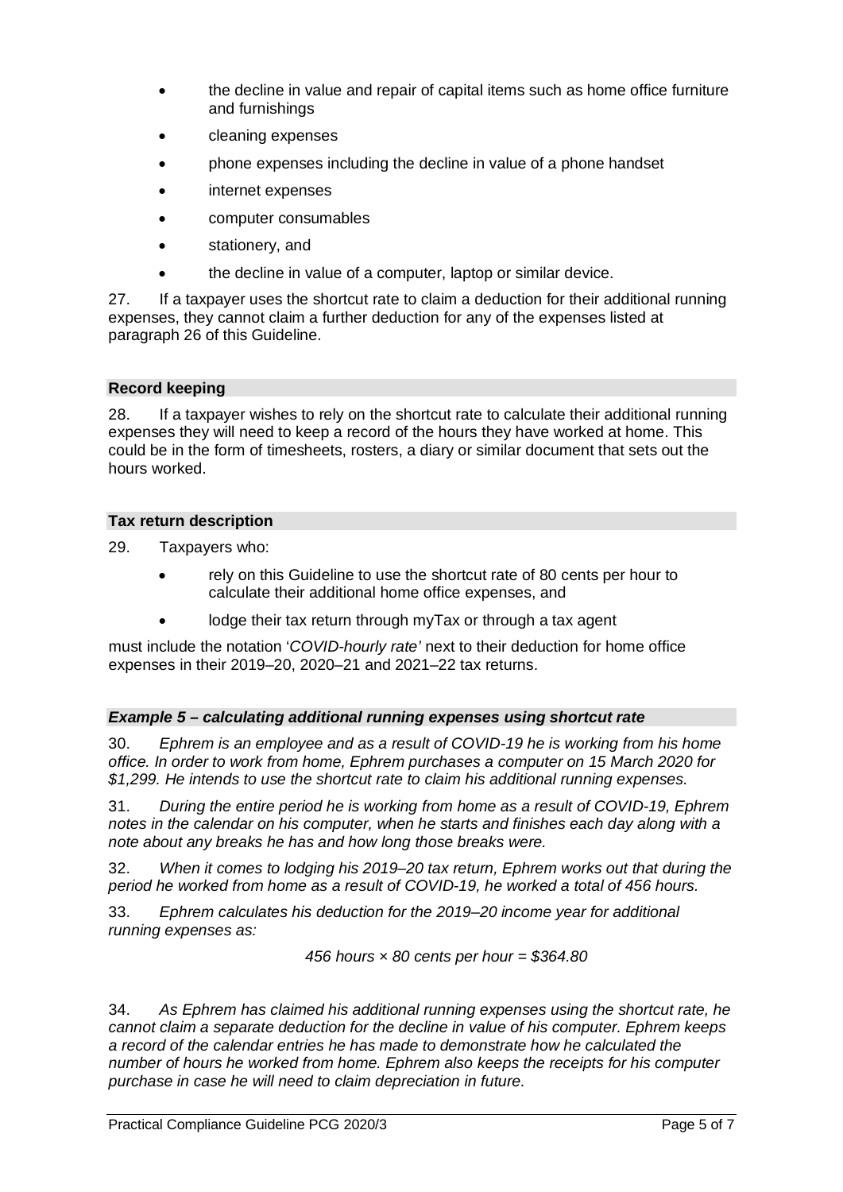- the decline in value and repair of capital items such as home office furniture and furnishings
- cleaning expenses
- phone expenses including the decline in value of a phone handset
- internet expenses
- computer consumables
- stationery, and
- the decline in value of a computer, laptop or similar device.

27. If a taxpayer uses the shortcut rate to claim a deduction for their additional running expenses, they cannot claim a further deduction for any of the expenses listed at paragraph 26 of this Guideline.

### Record keeping

28. If a taxpayer wishes to rely on the shortcut rate to calculate their additional running expenses they will need to keep a record of the hours they have worked at home. This could be in the form of timesheets, rosters, a diary or similar document that sets out the hours worked.

### Tax return description

29. Taxpayers who:

- rely on this Guideline to use the shortcut rate of 80 cents per hour to calculate their additional home office expenses, and
- lodge their tax return through myTax or through a tax agent

must include the notation '*COVID-hourly rate'* next to their deduction for home office expenses in their 2019–20, 2020–21 and 2021–22 tax returns.

### *Example 5 – calculating additional running expenses using shortcut rate*

30. *Ephrem is an employee and as a result of COVID-19 he is working from his home office. In order to work from home, Ephrem purchases a computer on 15 March 2020 for $1,299. He intends to use the shortcut rate to claim his additional running expenses.*

31. *During the entire period he is working from home as a result of COVID-19, Ephrem notes in the calendar on his computer, when he starts and finishes each day along with a note about any breaks he has and how long those breaks were.*

32. *When it comes to lodging his 2019–20 tax return, Ephrem works out that during the period he worked from home as a result of COVID-19, he worked a total of 456 hours.*

33. *Ephrem calculates his deduction for the 2019–20 income year for additional running expenses as:*

*456 hours × 80 cents per hour = $364.80*

34. *As Ephrem has claimed his additional running expenses using the shortcut rate, he cannot claim a separate deduction for the decline in value of his computer. Ephrem keeps a record of the calendar entries he has made to demonstrate how he calculated the number of hours he worked from home. Ephrem also keeps the receipts for his computer purchase in case he will need to claim depreciation in future.*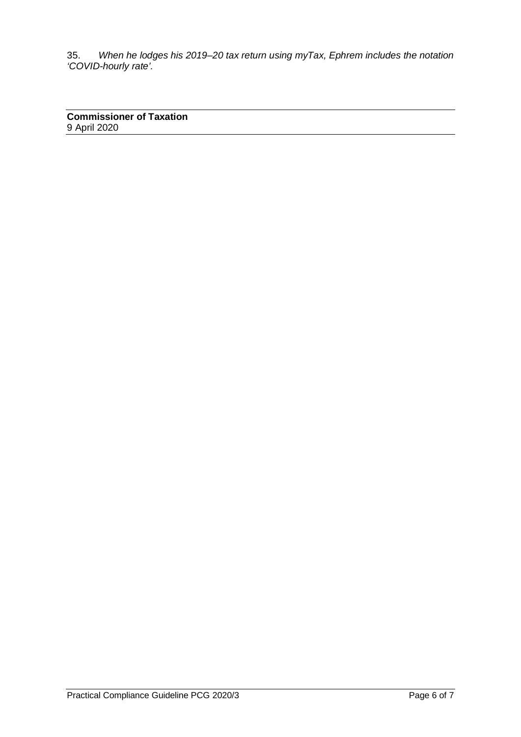35. *When he lodges his 2019–20 tax return using myTax, Ephrem includes the notation ‘COVID-hourly rate’.*

---

**Commissioner of Taxation**
9 April 2020

---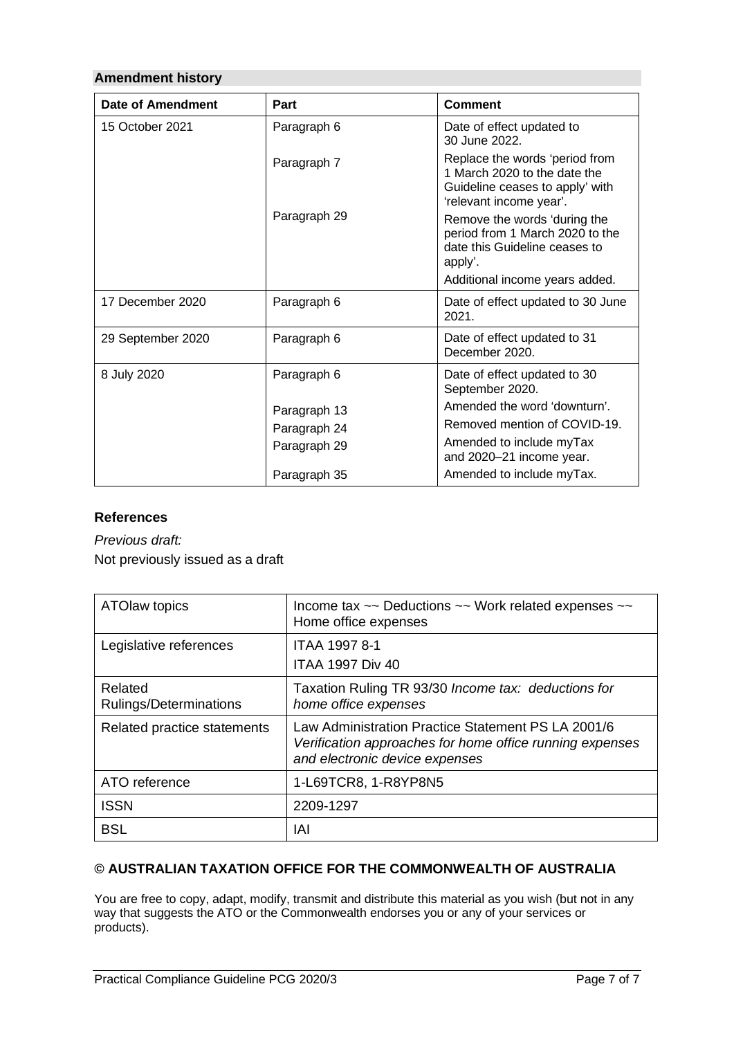## Amendment history

| Date of Amendment | Part | Comment |
|---|---|---|
| 15 October 2021 | Paragraph 6 | Date of effect updated to 30 June 2022. |
| | Paragraph 7 | Replace the words 'period from 1 March 2020 to the date the Guideline ceases to apply' with 'relevant income year'. |
| | Paragraph 29 | Remove the words 'during the period from 1 March 2020 to the date this Guideline ceases to apply'. Additional income years added. |
| 17 December 2020 | Paragraph 6 | Date of effect updated to 30 June 2021. |
| 29 September 2020 | Paragraph 6 | Date of effect updated to 31 December 2020. |
| 8 July 2020 | Paragraph 6 | Date of effect updated to 30 September 2020. |
| | Paragraph 13 | Amended the word 'downturn'. |
| | Paragraph 24 | Removed mention of COVID-19. |
| | Paragraph 29 | Amended to include myTax and 2020–21 income year. |
| | Paragraph 35 | Amended to include myTax. |

### References

*Previous draft:*

Not previously issued as a draft

| | |
|---|---|
| ATOlaw topics | Income tax ~~ Deductions ~~ Work related expenses ~~ Home office expenses |
| Legislative references | ITAA 1997 8-1<br>ITAA 1997 Div 40 |
| Related Rulings/Determinations | Taxation Ruling TR 93/30 *Income tax: deductions for home office expenses* |
| Related practice statements | Law Administration Practice Statement PS LA 2001/6 *Verification approaches for home office running expenses and electronic device expenses* |
| ATO reference | 1-L69TCR8, 1-R8YP8N5 |
| ISSN | 2209-1297 |
| BSL | IAI |

### © AUSTRALIAN TAXATION OFFICE FOR THE COMMONWEALTH OF AUSTRALIA

You are free to copy, adapt, modify, transmit and distribute this material as you wish (but not in any way that suggests the ATO or the Commonwealth endorses you or any of your services or products).